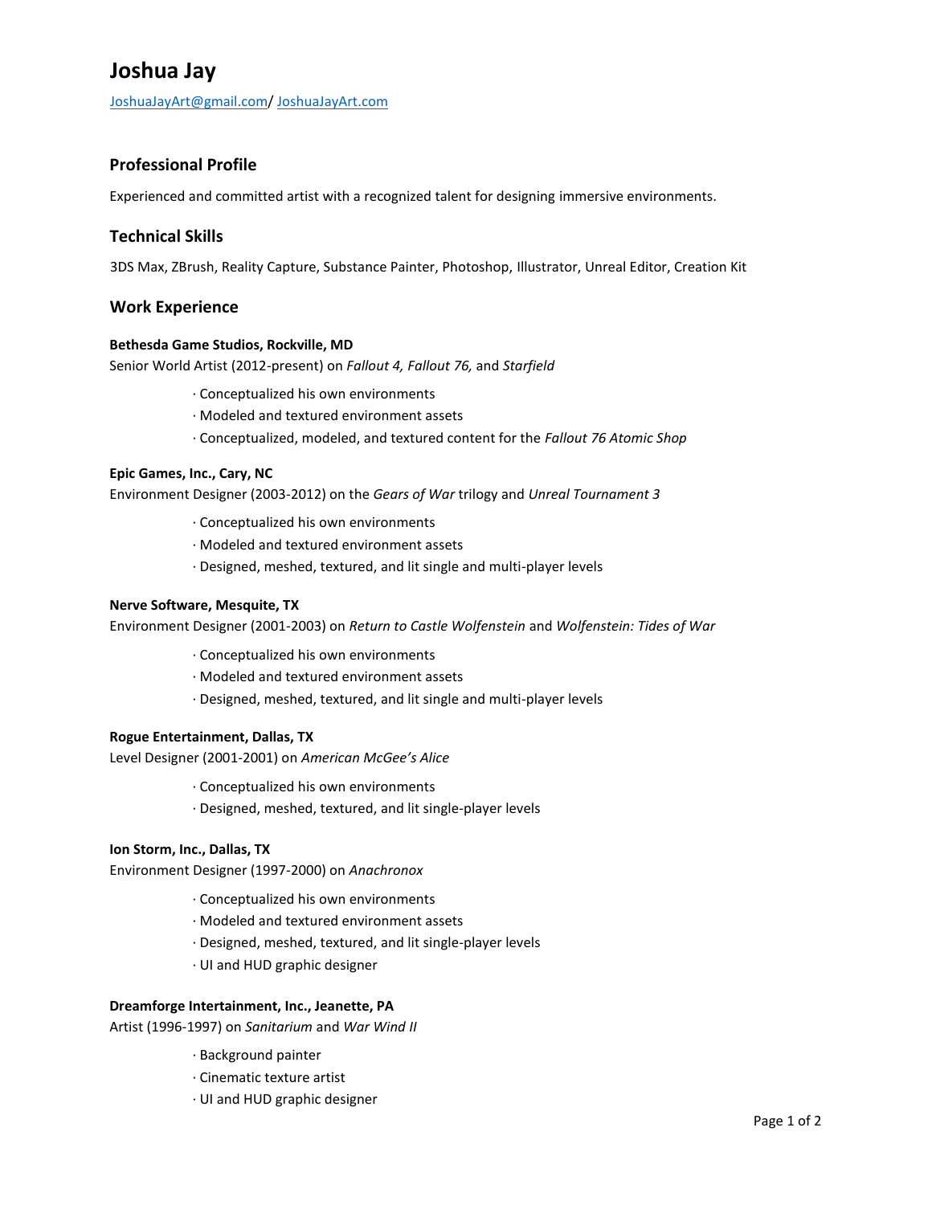# Joshua Jay

JoshuaJayArt@gmail.com/ JoshuaJayArt.com

## Professional Profile

Experienced and committed artist with a recognized talent for designing immersive environments.

## Technical Skills

3DS Max, ZBrush, Reality Capture, Substance Painter, Photoshop, Illustrator, Unreal Editor, Creation Kit

## Work Experience

**Bethesda Game Studios, Rockville, MD**
Senior World Artist (2012-present) on *Fallout 4, Fallout 76,* and *Starfield*

- Conceptualized his own environments
- Modeled and textured environment assets
- Conceptualized, modeled, and textured content for the *Fallout 76 Atomic Shop*

**Epic Games, Inc., Cary, NC**
Environment Designer (2003-2012) on the *Gears of War* trilogy and *Unreal Tournament 3*

- Conceptualized his own environments
- Modeled and textured environment assets
- Designed, meshed, textured, and lit single and multi-player levels

**Nerve Software, Mesquite, TX**
Environment Designer (2001-2003) on *Return to Castle Wolfenstein* and *Wolfenstein: Tides of War*

- Conceptualized his own environments
- Modeled and textured environment assets
- Designed, meshed, textured, and lit single and multi-player levels

**Rogue Entertainment, Dallas, TX**
Level Designer (2001-2001) on *American McGee's Alice*

- Conceptualized his own environments
- Designed, meshed, textured, and lit single-player levels

**Ion Storm, Inc., Dallas, TX**
Environment Designer (1997-2000) on *Anachronox*

- Conceptualized his own environments
- Modeled and textured environment assets
- Designed, meshed, textured, and lit single-player levels
- UI and HUD graphic designer

**Dreamforge Intertainment, Inc., Jeanette, PA**
Artist (1996-1997) on *Sanitarium* and *War Wind II*

- Background painter
- Cinematic texture artist
- UI and HUD graphic designer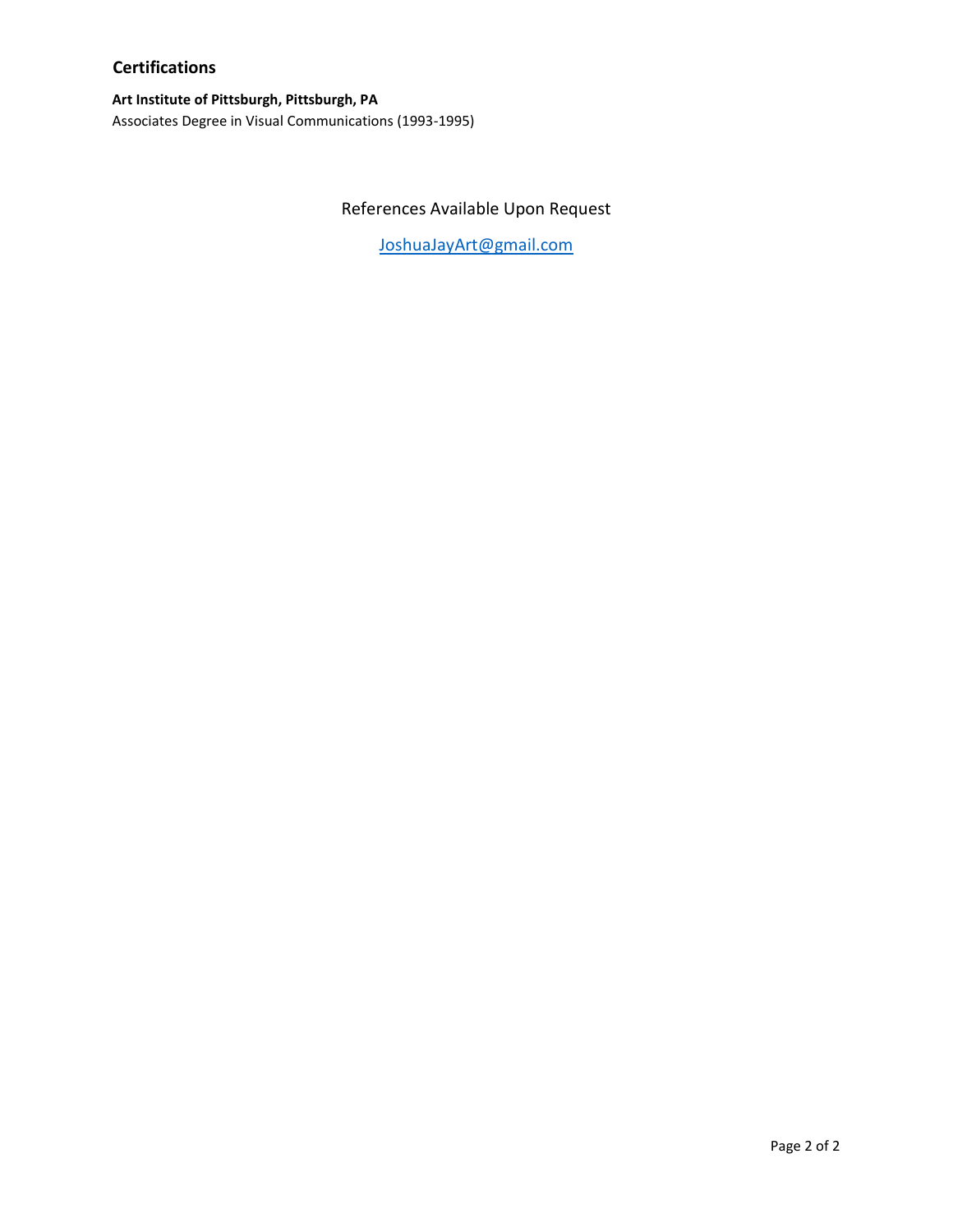## Certifications

**Art Institute of Pittsburgh, Pittsburgh, PA**
Associates Degree in Visual Communications (1993-1995)

References Available Upon Request

JoshuaJayArt@gmail.com